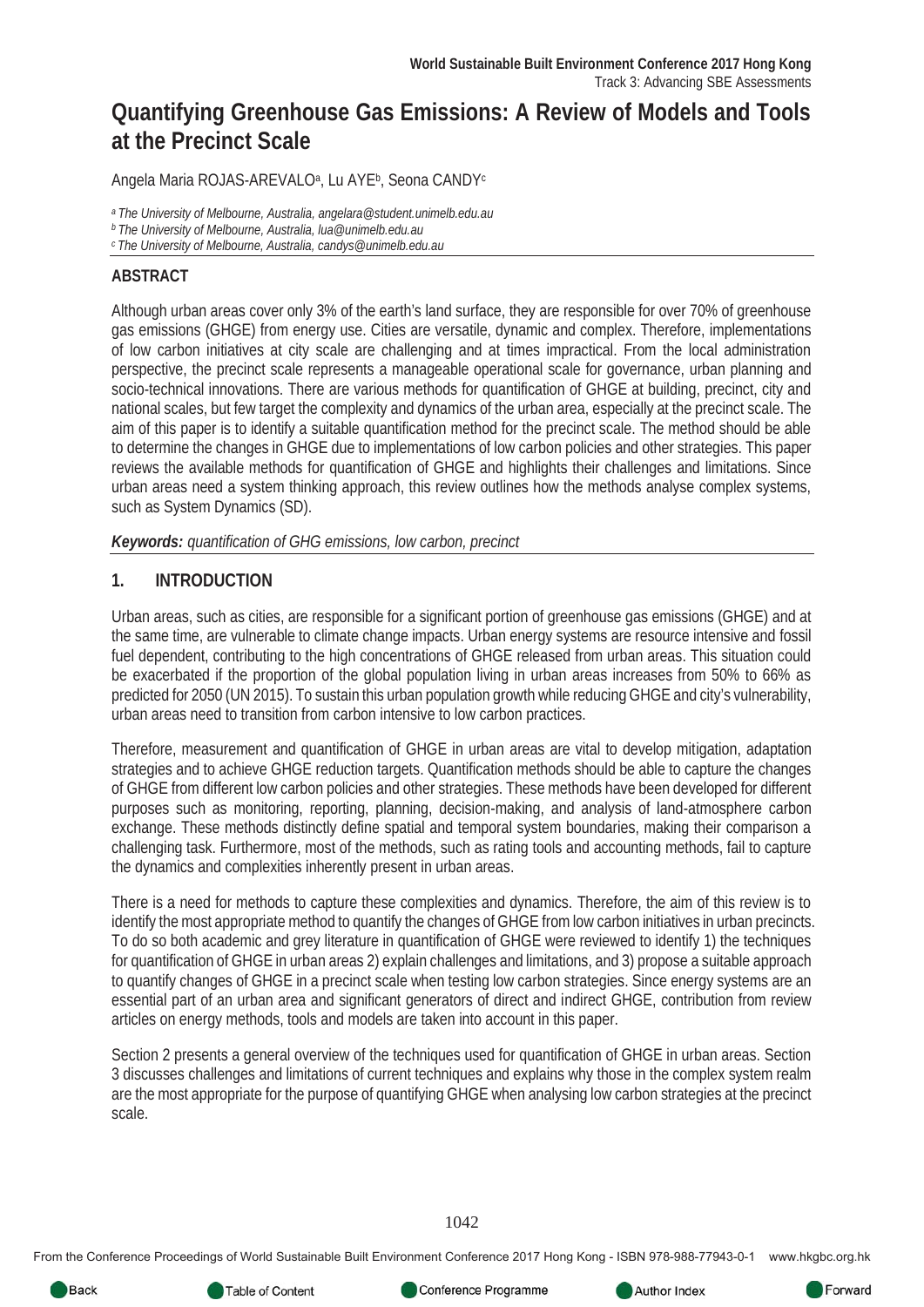# Quantifying Greenhouse Gas Emissions: A Review of Models and Tools at the Precinct Scale

Angela Maria ROJAS-AREVALO[a], Lu AYE[b], Seona CANDY[c]

*[a] The University of Melbourne, Australia, angelara@student.unimelb.edu.au*
*[b] The University of Melbourne, Australia, lua@unimelb.edu.au*
*[c] The University of Melbourne, Australia, candys@unimelb.edu.au*

## ABSTRACT

Although urban areas cover only 3% of the earth's land surface, they are responsible for over 70% of greenhouse gas emissions (GHGE) from energy use. Cities are versatile, dynamic and complex. Therefore, implementations of low carbon initiatives at city scale are challenging and at times impractical. From the local administration perspective, the precinct scale represents a manageable operational scale for governance, urban planning and socio-technical innovations. There are various methods for quantification of GHGE at building, precinct, city and national scales, but few target the complexity and dynamics of the urban area, especially at the precinct scale. The aim of this paper is to identify a suitable quantification method for the precinct scale. The method should be able to determine the changes in GHGE due to implementations of low carbon policies and other strategies. This paper reviews the available methods for quantification of GHGE and highlights their challenges and limitations. Since urban areas need a system thinking approach, this review outlines how the methods analyse complex systems, such as System Dynamics (SD).

***Keywords:*** *quantification of GHG emissions, low carbon, precinct*

## 1. INTRODUCTION

Urban areas, such as cities, are responsible for a significant portion of greenhouse gas emissions (GHGE) and at the same time, are vulnerable to climate change impacts. Urban energy systems are resource intensive and fossil fuel dependent, contributing to the high concentrations of GHGE released from urban areas. This situation could be exacerbated if the proportion of the global population living in urban areas increases from 50% to 66% as predicted for 2050 (UN 2015). To sustain this urban population growth while reducing GHGE and city's vulnerability, urban areas need to transition from carbon intensive to low carbon practices.

Therefore, measurement and quantification of GHGE in urban areas are vital to develop mitigation, adaptation strategies and to achieve GHGE reduction targets. Quantification methods should be able to capture the changes of GHGE from different low carbon policies and other strategies. These methods have been developed for different purposes such as monitoring, reporting, planning, decision-making, and analysis of land-atmosphere carbon exchange. These methods distinctly define spatial and temporal system boundaries, making their comparison a challenging task. Furthermore, most of the methods, such as rating tools and accounting methods, fail to capture the dynamics and complexities inherently present in urban areas.

There is a need for methods to capture these complexities and dynamics. Therefore, the aim of this review is to identify the most appropriate method to quantify the changes of GHGE from low carbon initiatives in urban precincts. To do so both academic and grey literature in quantification of GHGE were reviewed to identify 1) the techniques for quantification of GHGE in urban areas 2) explain challenges and limitations, and 3) propose a suitable approach to quantify changes of GHGE in a precinct scale when testing low carbon strategies. Since energy systems are an essential part of an urban area and significant generators of direct and indirect GHGE, contribution from review articles on energy methods, tools and models are taken into account in this paper.

Section 2 presents a general overview of the techniques used for quantification of GHGE in urban areas. Section 3 discusses challenges and limitations of current techniques and explains why those in the complex system realm are the most appropriate for the purpose of quantifying GHGE when analysing low carbon strategies at the precinct scale.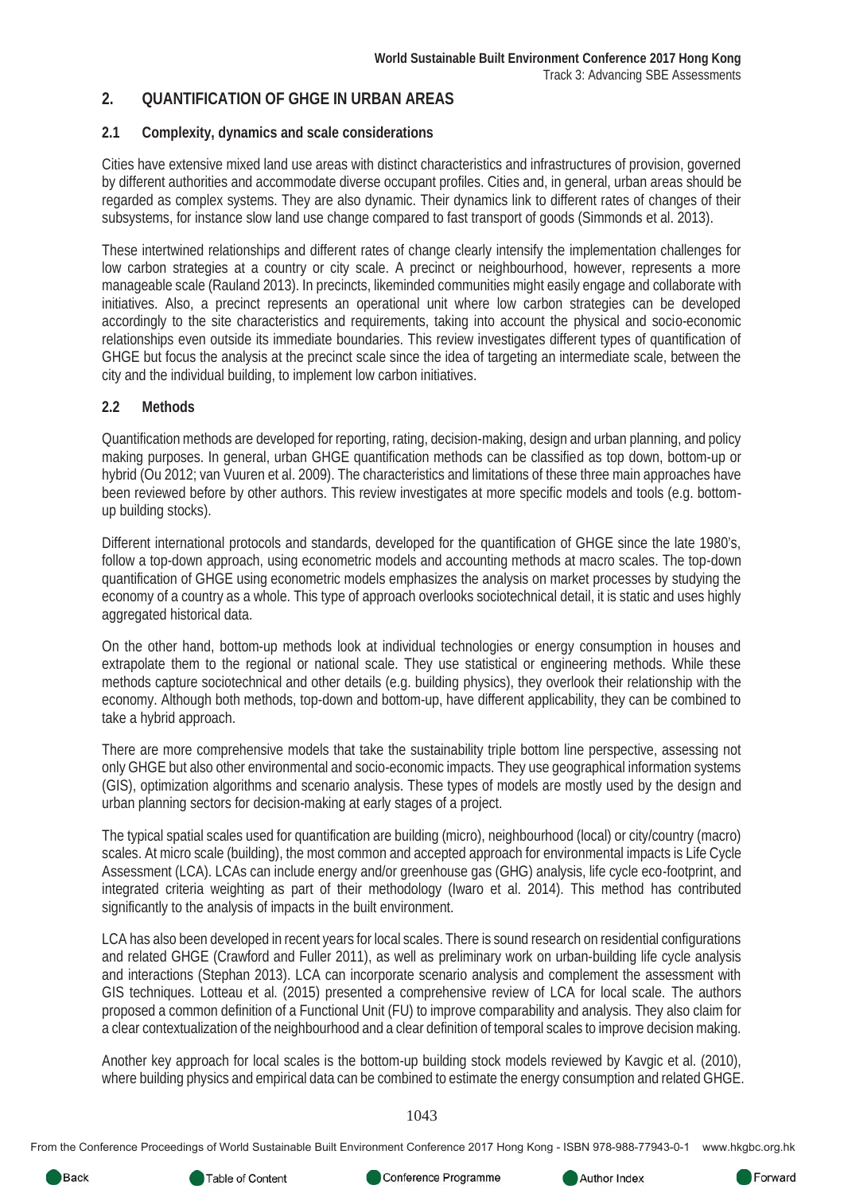## 2. QUANTIFICATION OF GHGE IN URBAN AREAS

### 2.1 Complexity, dynamics and scale considerations

Cities have extensive mixed land use areas with distinct characteristics and infrastructures of provision, governed by different authorities and accommodate diverse occupant profiles. Cities and, in general, urban areas should be regarded as complex systems. They are also dynamic. Their dynamics link to different rates of changes of their subsystems, for instance slow land use change compared to fast transport of goods (Simmonds et al. 2013).

These intertwined relationships and different rates of change clearly intensify the implementation challenges for low carbon strategies at a country or city scale. A precinct or neighbourhood, however, represents a more manageable scale (Rauland 2013). In precincts, likeminded communities might easily engage and collaborate with initiatives. Also, a precinct represents an operational unit where low carbon strategies can be developed accordingly to the site characteristics and requirements, taking into account the physical and socio-economic relationships even outside its immediate boundaries. This review investigates different types of quantification of GHGE but focus the analysis at the precinct scale since the idea of targeting an intermediate scale, between the city and the individual building, to implement low carbon initiatives.

### 2.2 Methods

Quantification methods are developed for reporting, rating, decision-making, design and urban planning, and policy making purposes. In general, urban GHGE quantification methods can be classified as top down, bottom-up or hybrid (Ou 2012; van Vuuren et al. 2009). The characteristics and limitations of these three main approaches have been reviewed before by other authors. This review investigates at more specific models and tools (e.g. bottom-up building stocks).

Different international protocols and standards, developed for the quantification of GHGE since the late 1980's, follow a top-down approach, using econometric models and accepted accounting methods at macro scales. The top-down quantification of GHGE using econometric models emphasizes the analysis on market processes by studying the economy of a country as a whole. This type of approach overlooks sociotechnical detail, it is static and uses highly aggregated historical data.

On the other hand, bottom-up methods look at individual technologies or energy consumption in houses and extrapolate them to the regional or national scale. They use statistical or engineering methods. While these methods capture sociotechnical and other details (e.g. building physics), they overlook their relationship with the economy. Although both methods, top-down and bottom-up, have different applicability, they can be combined to take a hybrid approach.

There are more comprehensive models that take the sustainability triple bottom line perspective, assessing not only GHGE but also other environmental and socio-economic impacts. They use geographical information systems (GIS), optimization algorithms and scenario analysis. These types of models are mostly used by the design and urban planning sectors for decision-making at early stages of a project.

The typical spatial scales used for quantification are building (micro), neighbourhood (local) or city/country (macro) scales. At micro scale (building), the most common and accepted approach for environmental impacts is Life Cycle Assessment (LCA). LCAs can include energy and/or greenhouse gas (GHG) analysis, life cycle eco-footprint, and integrated criteria weighting as part of their methodology (Iwaro et al. 2014). This method has contributed significantly to the analysis of impacts in the built environment.

LCA has also been developed in recent years for local scales. There is sound research on residential configurations and related GHGE (Crawford and Fuller 2011), as well as preliminary work on urban-building life cycle analysis and interactions (Stephan 2013). LCA can incorporate scenario analysis and complement the assessment with GIS techniques. Lotteau et al. (2015) presented a comprehensive review of LCA for local scale. The authors proposed a common definition of a Functional Unit (FU) to improve comparability and analysis. They also claim for a clear contextualization of the neighbourhood and a clear definition of temporal scales to improve decision making.

Another key approach for local scales is the bottom-up building stock models reviewed by Kavgic et al. (2010), where building physics and empirical data can be combined to estimate the energy consumption and related GHGE.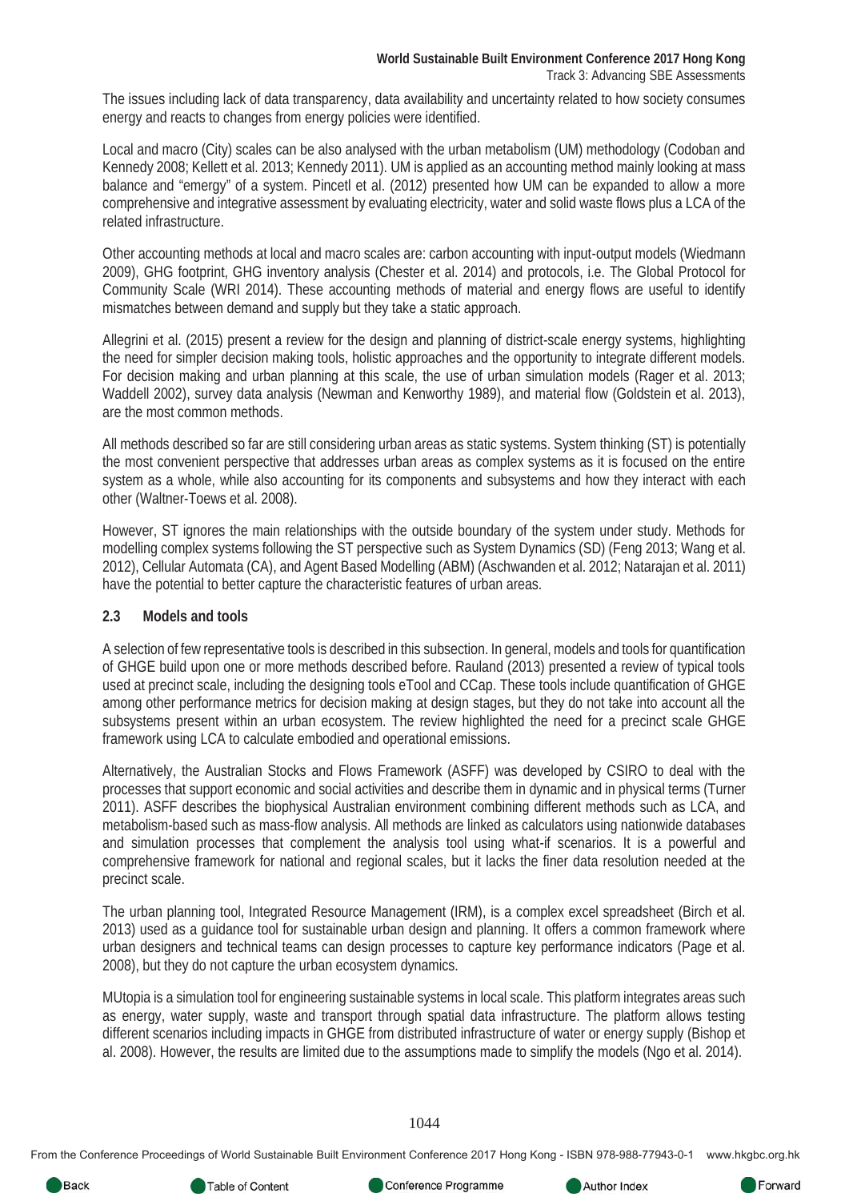The issues including lack of data transparency, data availability and uncertainty related to how society consumes energy and reacts to changes from energy policies were identified.

Local and macro (City) scales can be also analysed with the urban metabolism (UM) methodology (Codoban and Kennedy 2008; Kellett et al. 2013; Kennedy 2011). UM is applied as an accounting method mainly looking at mass balance and "emergy" of a system. Pincetl et al. (2012) presented how UM can be expanded to allow a more comprehensive and integrative assessment by evaluating electricity, water and solid waste flows plus a LCA of the related infrastructure.

Other accounting methods at local and macro scales are: carbon accounting with input-output models (Wiedmann 2009), GHG footprint, GHG inventory analysis (Chester et al. 2014) and protocols, i.e. The Global Protocol for Community Scale (WRI 2014). These accounting methods of material and energy flows are useful to identify mismatches between demand and supply but they take a static approach.

Allegrini et al. (2015) present a review for the design and planning of district-scale energy systems, highlighting the need for simpler decision making tools, holistic approaches and the opportunity to integrate different models. For decision making and urban planning at this scale, the use of urban simulation models (Rager et al. 2013; Waddell 2002), survey data analysis (Newman and Kenworthy 1989), and material flow (Goldstein et al. 2013), are the most common methods.

All methods described so far are still considering urban areas as static systems. System thinking (ST) is potentially the most convenient perspective that addresses urban areas as complex systems as it is focused on the entire system as a whole, while also accounting for its components and subsystems and how they interact with each other (Waltner-Toews et al. 2008).

However, ST ignores the main relationships with the outside boundary of the system under study. Methods for modelling complex systems following the ST perspective such as System Dynamics (SD) (Feng 2013; Wang et al. 2012), Cellular Automata (CA), and Agent Based Modelling (ABM) (Aschwanden et al. 2012; Natarajan et al. 2011) have the potential to better capture the characteristic features of urban areas.

### 2.3 Models and tools

A selection of few representative tools is described in this subsection. In general, models and tools for quantification of GHGE build upon one or more methods described before. Rauland (2013) presented a review of typical tools used at precinct scale, including the designing tools eTool and CCap. These tools include quantification of GHGE among other performance metrics for decision making at design stages, but they do not take into account all the subsystems present within an urban ecosystem. The review highlighted the need for a precinct scale GHGE framework using LCA to calculate embodied and operational emissions.

Alternatively, the Australian Stocks and Flows Framework (ASFF) was developed by CSIRO to deal with the processes that support economic and social activities and describe them in dynamic and in physical terms (Turner 2011). ASFF describes the biophysical Australian environment combining different methods such as LCA, and metabolism-based such as mass-flow analysis. All methods are linked as calculators using nationwide databases and simulation processes that complement the analysis tool using what-if scenarios. It is a powerful and comprehensive framework for national and regional scales, but it lacks the finer data resolution needed at the precinct scale.

The urban planning tool, Integrated Resource Management (IRM), is a complex excel spreadsheet (Birch et al. 2013) used as a guidance tool for sustainable urban design and planning. It offers a common framework where urban designers and technical teams can design processes to capture key performance indicators (Page et al. 2008), but they do not capture the urban ecosystem dynamics.

MUtopia is a simulation tool for engineering sustainable systems in local scale. This platform integrates areas such as energy, water supply, waste and transport through spatial data infrastructure. The platform allows testing different scenarios including impacts in GHGE from distributed infrastructure of water or energy supply (Bishop et al. 2008). However, the results are limited due to the assumptions made to simplify the models (Ngo et al. 2014).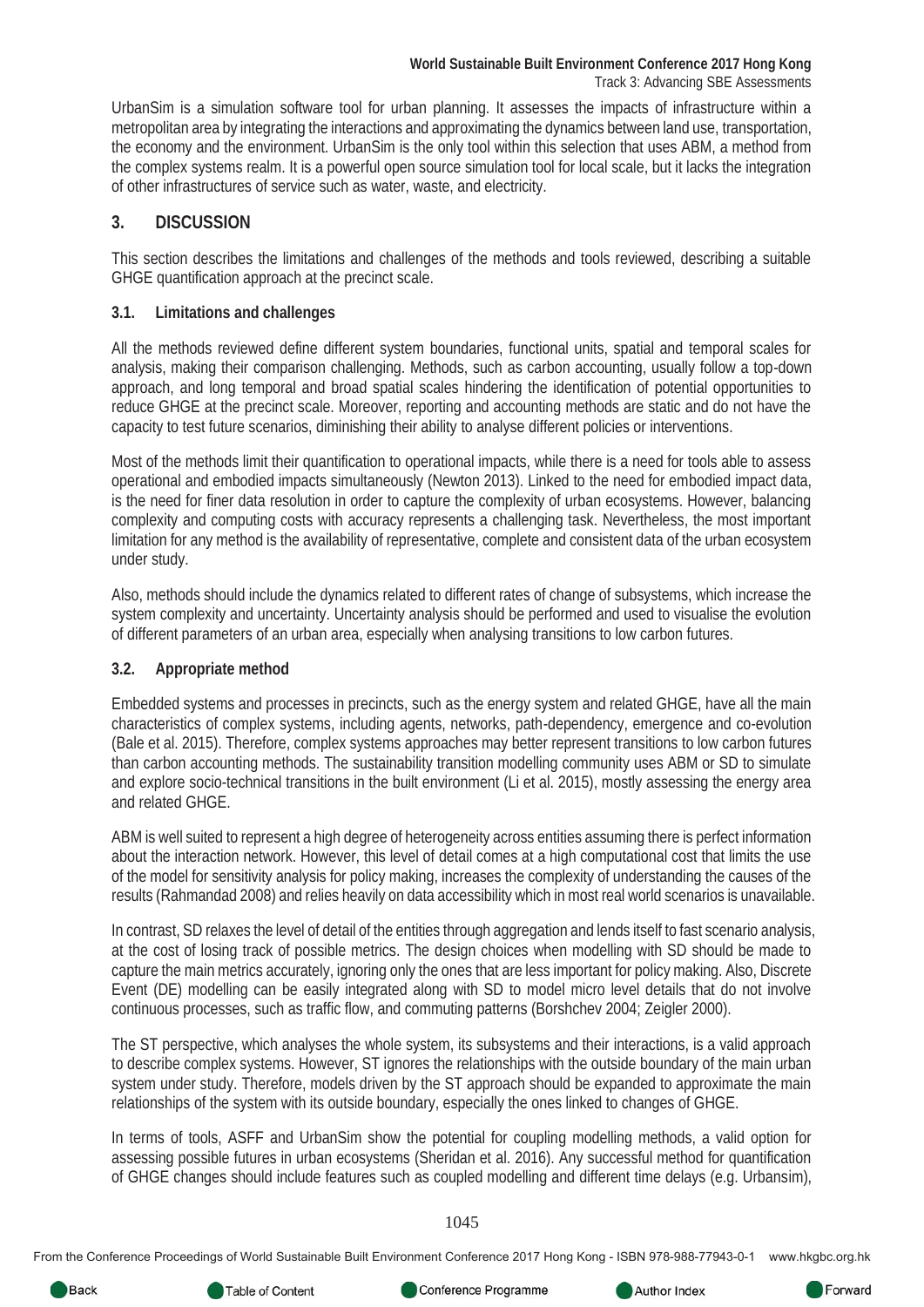UrbanSim is a simulation software tool for urban planning. It assesses the impacts of infrastructure within a metropolitan area by integrating the interactions and approximating the dynamics between land use, transportation, the economy and the environment. UrbanSim is the only tool within this selection that uses ABM, a method from the complex systems realm. It is a powerful open source simulation tool for local scale, but it lacks the integration of other infrastructures of service such as water, waste, and electricity.

## 3. DISCUSSION

This section describes the limitations and challenges of the methods and tools reviewed, describing a suitable GHGE quantification approach at the precinct scale.

### 3.1. Limitations and challenges

All the methods reviewed define different system boundaries, functional units, spatial and temporal scales for analysis, making their comparison challenging. Methods, such as carbon accounting, usually follow a top-down approach, and long temporal and broad spatial scales hindering the identification of potential opportunities to reduce GHGE at the precinct scale. Moreover, reporting and accounting methods are static and do not have the capacity to test future scenarios, diminishing their ability to analyse different policies or interventions.

Most of the methods limit their quantification to operational impacts, while there is a need for tools able to assess operational and embodied impacts simultaneously (Newton 2013). Linked to the need for embodied impact data, is the need for finer data resolution in order to capture the complexity of urban ecosystems. However, balancing complexity and computing costs with accuracy represents a challenging task. Nevertheless, the most important limitation for any method is the availability of representative, complete and consistent data of the urban ecosystem under study.

Also, methods should include the dynamics related to different rates of change of subsystems, which increase the system complexity and uncertainty. Uncertainty analysis should be performed and used to visualise the evolution of different parameters of an urban area, especially when analysing transitions to low carbon futures.

### 3.2. Appropriate method

Embedded systems and processes in precincts, such as the energy system and related GHGE, have all the main characteristics of complex systems, including agents, networks, path-dependency, emergence and co-evolution (Bale et al. 2015). Therefore, complex systems approaches may better represent transitions to low carbon futures than carbon accounting methods. The sustainability transition modelling community uses ABM or SD to simulate and explore socio-technical transitions in the built environment (Li et al. 2015), mostly assessing the energy area and related GHGE.

ABM is well suited to represent a high degree of heterogeneity across entities assuming there is perfect information about the interaction network. However, this level of detail comes at a high computational cost that limits the use of the model for sensitivity analysis for policy making, increases the complexity of understanding the causes of the results (Rahmandad 2008) and relies heavily on data accessibility which in most real world scenarios is unavailable.

In contrast, SD relaxes the level of detail of the entities through aggregation and lends itself to fast scenario analysis, at the cost of losing track of possible metrics. The design choices when modelling with SD should be made to capture the main metrics accurately, ignoring only the ones that are less important for policy making. Also, Discrete Event (DE) modelling can be easily integrated along with SD to model micro level details that do not involve continuous processes, such as traffic flow, and commuting patterns (Borshchev 2004; Zeigler 2000).

The ST perspective, which analyses the whole system, its subsystems and their interactions, is a valid approach to describe complex systems. However, ST ignores the relationships with the outside boundary of the main urban system under study. Therefore, models driven by the ST approach should be expanded to approximate the main relationships of the system with its outside boundary, especially the ones linked to changes of GHGE.

In terms of tools, ASFF and UrbanSim show the potential for coupling modelling methods, a valid option for assessing possible futures in urban ecosystems (Sheridan et al. 2016). Any successful method for quantification of GHGE changes should include features such as coupled modelling and different time delays (e.g. Urbansim),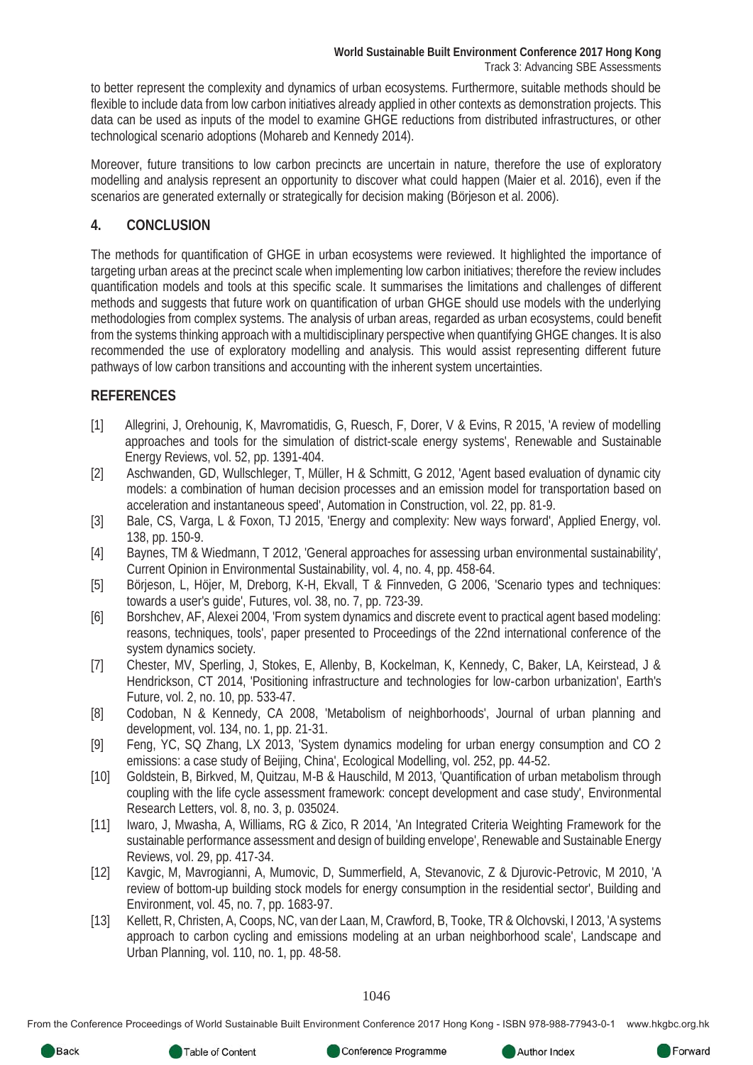to better represent the complexity and dynamics of urban ecosystems. Furthermore, suitable methods should be flexible to include data from low carbon initiatives already applied in other contexts as demonstration projects. This data can be used as inputs of the model to examine GHGE reductions from distributed infrastructures, or other technological scenario adoptions (Mohareb and Kennedy 2014).

Moreover, future transitions to low carbon precincts are uncertain in nature, therefore the use of exploratory modelling and analysis represent an opportunity to discover what could happen (Maier et al. 2016), even if the scenarios are generated externally or strategically for decision making (Börjeson et al. 2006).

## 4. CONCLUSION

The methods for quantification of GHGE in urban ecosystems were reviewed. It highlighted the importance of targeting urban areas at the precinct scale when implementing low carbon initiatives; therefore the review includes quantification models and tools at this specific scale. It summarises the limitations and challenges of different methods and suggests that future work on quantification of urban GHGE should use models with the underlying methodologies from complex systems. The analysis of urban areas, regarded as urban ecosystems, could benefit from the systems thinking approach with a multidisciplinary perspective when quantifying GHGE changes. It is also recommended the use of exploratory modelling and analysis. This would assist representing different future pathways of low carbon transitions and accounting with the inherent system uncertainties.

## REFERENCES

[1] Allegrini, J, Orehounig, K, Mavromatidis, G, Ruesch, F, Dorer, V & Evins, R 2015, 'A review of modelling approaches and tools for the simulation of district-scale energy systems', Renewable and Sustainable Energy Reviews, vol. 52, pp. 1391-404.

[2] Aschwanden, GD, Wullschleger, T, Müller, H & Schmitt, G 2012, 'Agent based evaluation of dynamic city models: a combination of human decision processes and an emission model for transportation based on acceleration and instantaneous speed', Automation in Construction, vol. 22, pp. 81-9.

[3] Bale, CS, Varga, L & Foxon, TJ 2015, 'Energy and complexity: New ways forward', Applied Energy, vol. 138, pp. 150-9.

[4] Baynes, TM & Wiedmann, T 2012, 'General approaches for assessing urban environmental sustainability', Current Opinion in Environmental Sustainability, vol. 4, no. 4, pp. 458-64.

[5] Börjeson, L, Höjer, M, Dreborg, K-H, Ekvall, T & Finnveden, G 2006, 'Scenario types and techniques: towards a user's guide', Futures, vol. 38, no. 7, pp. 723-39.

[6] Borshchev, AF, Alexei 2004, 'From system dynamics and discrete event to practical agent based modeling: reasons, techniques, tools', paper presented to Proceedings of the 22nd international conference of the system dynamics society.

[7] Chester, MV, Sperling, J, Stokes, E, Allenby, B, Kockelman, K, Kennedy, C, Baker, LA, Keirstead, J & Hendrickson, CT 2014, 'Positioning infrastructure and technologies for low-carbon urbanization', Earth's Future, vol. 2, no. 10, pp. 533-47.

[8] Codoban, N & Kennedy, CA 2008, 'Metabolism of neighborhoods', Journal of urban planning and development, vol. 134, no. 1, pp. 21-31.

[9] Feng, YC, SQ Zhang, LX 2013, 'System dynamics modeling for urban energy consumption and CO 2 emissions: a case study of Beijing, China', Ecological Modelling, vol. 252, pp. 44-52.

[10] Goldstein, B, Birkved, M, Quitzau, M-B & Hauschild, M 2013, 'Quantification of urban metabolism through coupling with the life cycle assessment framework: concept development and case study', Environmental Research Letters, vol. 8, no. 3, p. 035024.

[11] Iwaro, J, Mwasha, A, Williams, RG & Zico, R 2014, 'An Integrated Criteria Weighting Framework for the sustainable performance assessment and design of building envelope', Renewable and Sustainable Energy Reviews, vol. 29, pp. 417-34.

[12] Kavgic, M, Mavrogianni, A, Mumovic, D, Summerfield, A, Stevanovic, Z & Djurovic-Petrovic, M 2010, 'A review of bottom-up building stock models for energy consumption in the residential sector', Building and Environment, vol. 45, no. 7, pp. 1683-97.

[13] Kellett, R, Christen, A, Coops, NC, van der Laan, M, Crawford, B, Tooke, TR & Olchovski, I 2013, 'A systems approach to carbon cycling and emissions modeling at an urban neighborhood scale', Landscape and Urban Planning, vol. 110, no. 1, pp. 48-58.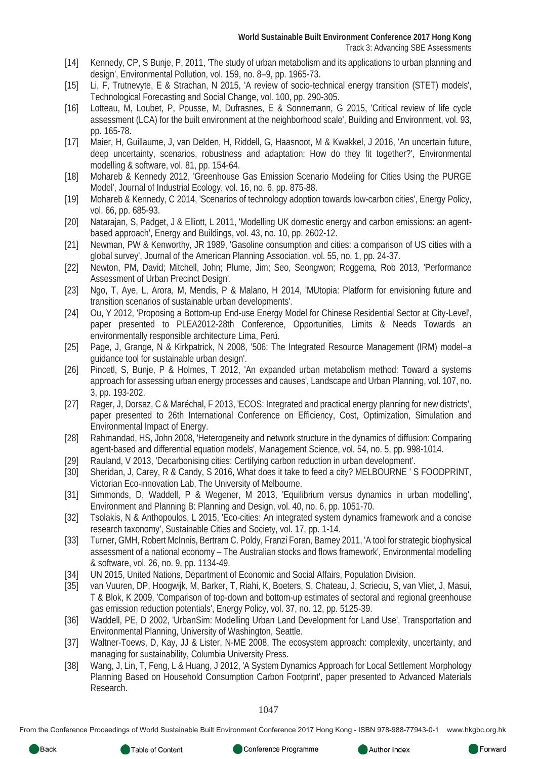[14] Kennedy, CP, S Bunje, P. 2011, 'The study of urban metabolism and its applications to urban planning and design', Environmental Pollution, vol. 159, no. 8–9, pp. 1965-73.

[15] Li, F, Trutnevyte, E & Strachan, N 2015, 'A review of socio-technical energy transition (STET) models', Technological Forecasting and Social Change, vol. 100, pp. 290-305.

[16] Lotteau, M, Loubet, P, Pousse, M, Dufrasnes, E & Sonnemann, G 2015, 'Critical review of life cycle assessment (LCA) for the built environment at the neighborhood scale', Building and Environment, vol. 93, pp. 165-78.

[17] Maier, H, Guillaume, J, van Delden, H, Riddell, G, Haasnoot, M & Kwakkel, J 2016, 'An uncertain future, deep uncertainty, scenarios, robustness and adaptation: How do they fit together?', Environmental modelling & software, vol. 81, pp. 154-64.

[18] Mohareb & Kennedy 2012, 'Greenhouse Gas Emission Scenario Modeling for Cities Using the PURGE Model', Journal of Industrial Ecology, vol. 16, no. 6, pp. 875-88.

[19] Mohareb & Kennedy, C 2014, 'Scenarios of technology adoption towards low-carbon cities', Energy Policy, vol. 66, pp. 685-93.

[20] Natarajan, S, Padget, J & Elliott, L 2011, 'Modelling UK domestic energy and carbon emissions: an agent-based approach', Energy and Buildings, vol. 43, no. 10, pp. 2602-12.

[21] Newman, PW & Kenworthy, JR 1989, 'Gasoline consumption and cities: a comparison of US cities with a global survey', Journal of the American Planning Association, vol. 55, no. 1, pp. 24-37.

[22] Newton, PM, David; Mitchell, John; Plume, Jim; Seo, Seongwon; Roggema, Rob 2013, 'Performance Assessment of Urban Precinct Design'.

[23] Ngo, T, Aye, L, Arora, M, Mendis, P & Malano, H 2014, 'MUtopia: Platform for envisioning future and transition scenarios of sustainable urban developments'.

[24] Ou, Y 2012, 'Proposing a Bottom-up End-use Energy Model for Chinese Residential Sector at City-Level', paper presented to PLEA2012-28th Conference, Opportunities, Limits & Needs Towards an environmentally responsible architecture Lima, Perú.

[25] Page, J, Grange, N & Kirkpatrick, N 2008, '506: The Integrated Resource Management (IRM) model–a guidance tool for sustainable urban design'.

[26] Pincetl, S, Bunje, P & Holmes, T 2012, 'An expanded urban metabolism method: Toward a systems approach for assessing urban energy processes and causes', Landscape and Urban Planning, vol. 107, no. 3, pp. 193-202.

[27] Rager, J, Dorsaz, C & Maréchal, F 2013, 'ECOS: Integrated and practical energy planning for new districts', paper presented to 26th International Conference on Efficiency, Cost, Optimization, Simulation and Environmental Impact of Energy.

[28] Rahmandad, HS, John 2008, 'Heterogeneity and network structure in the dynamics of diffusion: Comparing agent-based and differential equation models', Management Science, vol. 54, no. 5, pp. 998-1014.

[29] Rauland, V 2013, 'Decarbonising cities: Certifying carbon reduction in urban development'.

[30] Sheridan, J, Carey, R & Candy, S 2016, What does it take to feed a city? MELBOURNE ' S FOODPRINT, Victorian Eco-innovation Lab, The University of Melbourne.

[31] Simmonds, D, Waddell, P & Wegener, M 2013, 'Equilibrium versus dynamics in urban modelling', Environment and Planning B: Planning and Design, vol. 40, no. 6, pp. 1051-70.

[32] Tsolakis, N & Anthopoulos, L 2015, 'Eco-cities: An integrated system dynamics framework and a concise research taxonomy', Sustainable Cities and Society, vol. 17, pp. 1-14.

[33] Turner, GMH, Robert McInnis, Bertram C. Poldy, Franzi Foran, Barney 2011, 'A tool for strategic biophysical assessment of a national economy – The Australian stocks and flows framework', Environmental modelling & software, vol. 26, no. 9, pp. 1134-49.

[34] UN 2015, United Nations, Department of Economic and Social Affairs, Population Division.

[35] van Vuuren, DP, Hoogwijk, M, Barker, T, Riahi, K, Boeters, S, Chateau, J, Scrieciu, S, van Vliet, J, Masui, T & Blok, K 2009, 'Comparison of top-down and bottom-up estimates of sectoral and regional greenhouse gas emission reduction potentials', Energy Policy, vol. 37, no. 12, pp. 5125-39.

[36] Waddell, PE, D 2002, 'UrbanSim: Modelling Urban Land Development for Land Use', Transportation and Environmental Planning, University of Washington, Seattle.

[37] Waltner-Toews, D, Kay, JJ & Lister, N-ME 2008, The ecosystem approach: complexity, uncertainty, and managing for sustainability, Columbia University Press.

[38] Wang, J, Lin, T, Feng, L & Huang, J 2012, 'A System Dynamics Approach for Local Settlement Morphology Planning Based on Household Consumption Carbon Footprint', paper presented to Advanced Materials Research.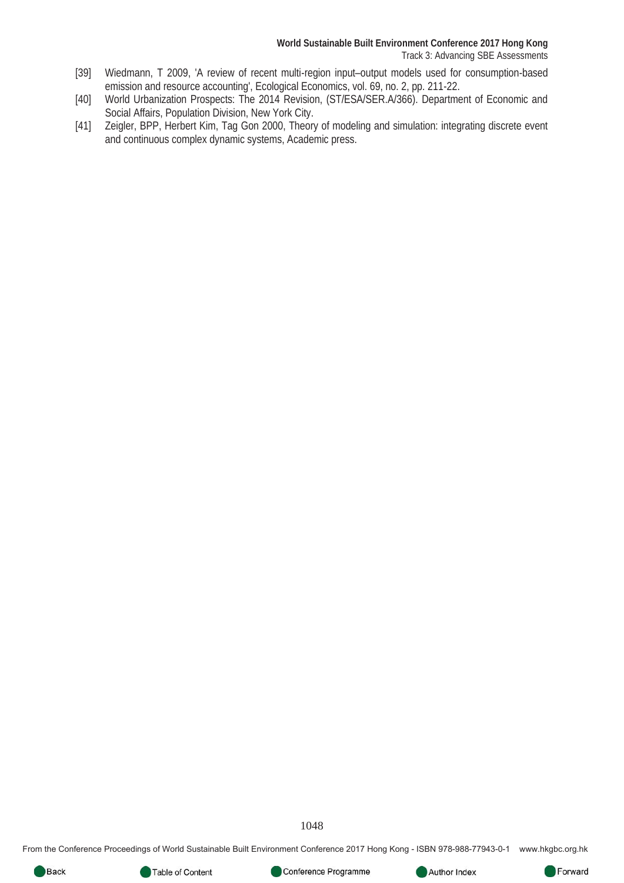[39] Wiedmann, T 2009, 'A review of recent multi-region input–output models used for consumption-based emission and resource accounting', Ecological Economics, vol. 69, no. 2, pp. 211-22.

[40] World Urbanization Prospects: The 2014 Revision, (ST/ESA/SER.A/366). Department of Economic and Social Affairs, Population Division, New York City.

[41] Zeigler, BPP, Herbert Kim, Tag Gon 2000, Theory of modeling and simulation: integrating discrete event and continuous complex dynamic systems, Academic press.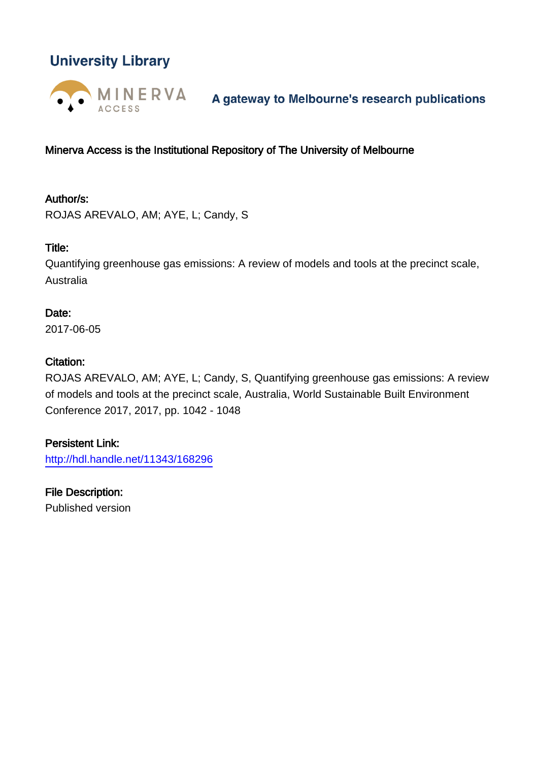# University Library

MINERVA ACCESS

A gateway to Melbourne's research publications

Minerva Access is the Institutional Repository of The University of Melbourne

**Author/s:**
ROJAS AREVALO, AM; AYE, L; Candy, S

**Title:**
Quantifying greenhouse gas emissions: A review of models and tools at the precinct scale, Australia

**Date:**
2017-06-05

**Citation:**
ROJAS AREVALO, AM; AYE, L; Candy, S, Quantifying greenhouse gas emissions: A review of models and tools at the precinct scale, Australia, World Sustainable Built Environment Conference 2017, 2017, pp. 1042 - 1048

**Persistent Link:**
http://hdl.handle.net/11343/168296

**File Description:**
Published version